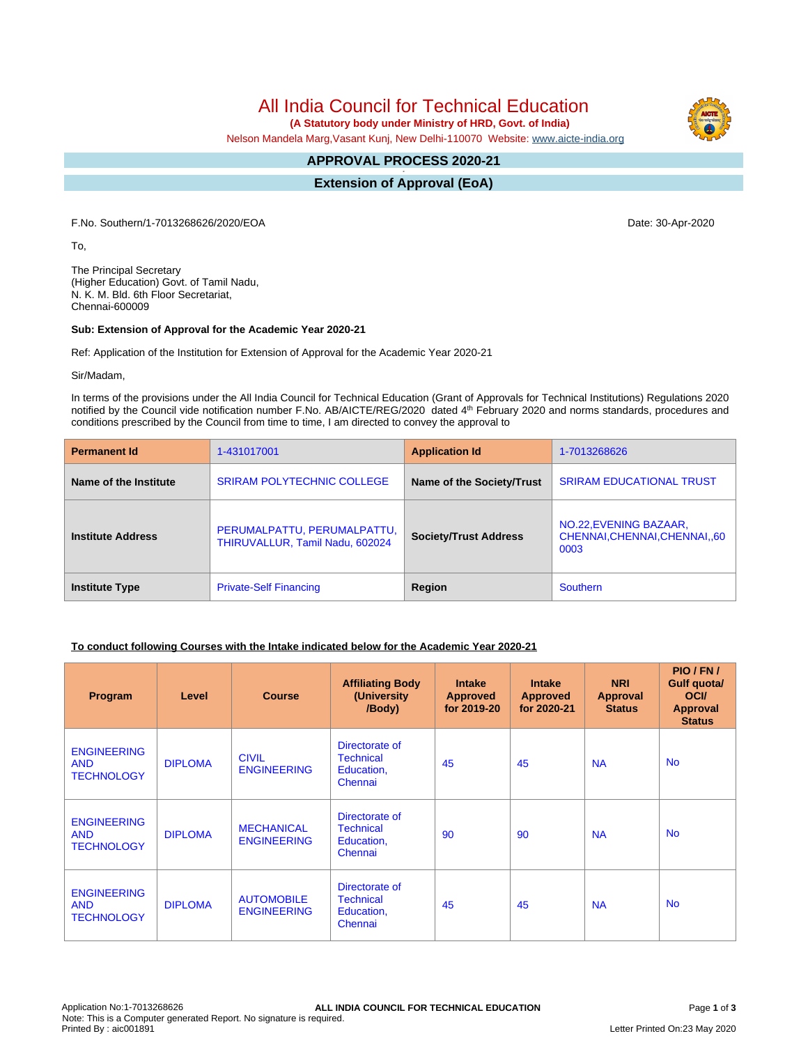# All India Council for Technical Education

**(A Statutory body under Ministry of HRD, Govt. of India)**

Nelson Mandela Marg,Vasant Kunj, New Delhi-110070 Website: www.aicte-india.org

## APPROVAL PROCESS 2020-21

## Extension of Approval (EoA)

F.No. Southern/1-7013268626/2020/EOA

Date: 30-Apr-2020

To,

The Principal Secretary
(Higher Education) Govt. of Tamil Nadu,
N. K. M. Bld. 6th Floor Secretariat,
Chennai-600009

**Sub: Extension of Approval for the Academic Year 2020-21**

Ref: Application of the Institution for Extension of Approval for the Academic Year 2020-21

Sir/Madam,

In terms of the provisions under the All India Council for Technical Education (Grant of Approvals for Technical Institutions) Regulations 2020 notified by the Council vide notification number F.No. AB/AICTE/REG/2020 dated 4th February 2020 and norms standards, procedures and conditions prescribed by the Council from time to time, I am directed to convey the approval to

| **Permanent Id** | 1-431017001 | **Application Id** | 1-7013268626 |
|---|---|---|---|
| **Name of the Institute** | SRIRAM POLYTECHNIC COLLEGE | **Name of the Society/Trust** | SRIRAM EDUCATIONAL TRUST |
| **Institute Address** | PERUMALPATTU, PERUMALPATTU, THIRUVALLUR, Tamil Nadu, 602024 | **Society/Trust Address** | NO.22,EVENING BAZAAR, CHENNAI,CHENNAI,CHENNAI,,600003 |
| **Institute Type** | Private-Self Financing | **Region** | Southern |

**To conduct following Courses with the Intake indicated below for the Academic Year 2020-21**

| Program | Level | Course | Affiliating Body (University /Body) | Intake Approved for 2019-20 | Intake Approved for 2020-21 | NRI Approval Status | PIO / FN / Gulf quota/ OCI/ Approval Status |
|---|---|---|---|---|---|---|---|
| ENGINEERING AND TECHNOLOGY | DIPLOMA | CIVIL ENGINEERING | Directorate of Technical Education, Chennai | 45 | 45 | NA | No |
| ENGINEERING AND TECHNOLOGY | DIPLOMA | MECHANICAL ENGINEERING | Directorate of Technical Education, Chennai | 90 | 90 | NA | No |
| ENGINEERING AND TECHNOLOGY | DIPLOMA | AUTOMOBILE ENGINEERING | Directorate of Technical Education, Chennai | 45 | 45 | NA | No |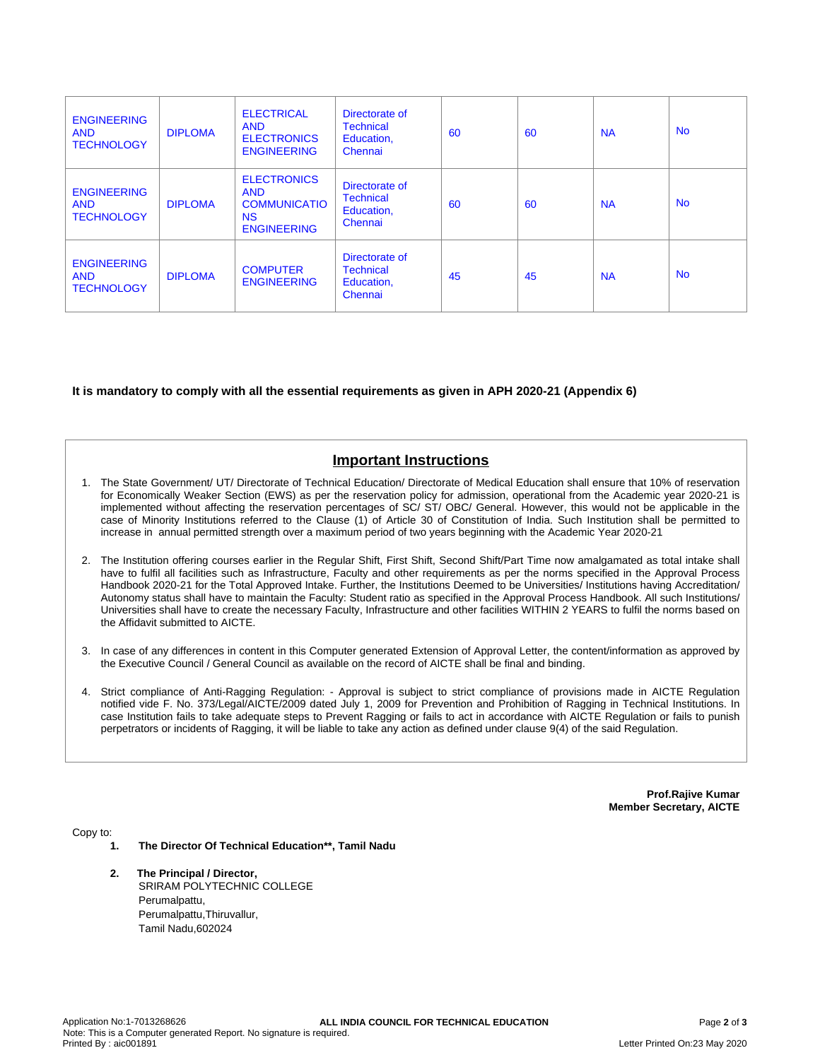| | | | | | | | |
|---|---|---|---|---|---|---|---|
| ENGINEERING AND TECHNOLOGY | DIPLOMA | ELECTRICAL AND ELECTRONICS ENGINEERING | Directorate of Technical Education, Chennai | 60 | 60 | NA | No |
| ENGINEERING AND TECHNOLOGY | DIPLOMA | ELECTRONICS AND COMMUNICATIONS ENGINEERING | Directorate of Technical Education, Chennai | 60 | 60 | NA | No |
| ENGINEERING AND TECHNOLOGY | DIPLOMA | COMPUTER ENGINEERING | Directorate of Technical Education, Chennai | 45 | 45 | NA | No |

**It is mandatory to comply with all the essential requirements as given in APH 2020-21 (Appendix 6)**

## Important Instructions

1. The State Government/ UT/ Directorate of Technical Education/ Directorate of Medical Education shall ensure that 10% of reservation for Economically Weaker Section (EWS) as per the reservation policy for admission, operational from the Academic year 2020-21 is implemented without affecting the reservation percentages of SC/ ST/ OBC/ General. However, this would not be applicable in the case of Minority Institutions referred to the Clause (1) of Article 30 of Constitution of India. Such Institution shall be permitted to increase in annual permitted strength over a maximum period of two years beginning with the Academic Year 2020-21

2. The Institution offering courses earlier in the Regular Shift, First Shift, Second Shift/Part Time now amalgamated as total intake shall have to fulfil all facilities such as Infrastructure, Faculty and other requirements as per the norms specified in the Approval Process Handbook 2020-21 for the Total Approved Intake. Further, the Institutions Deemed to be Universities/ Institutions having Accreditation/ Autonomy status shall have to maintain the Faculty: Student ratio as specified in the Approval Process Handbook. All such Institutions/ Universities shall have to create the necessary Faculty, Infrastructure and other facilities WITHIN 2 YEARS to fulfil the norms based on the Affidavit submitted to AICTE.

3. In case of any differences in content in this Computer generated Extension of Approval Letter, the content/information as approved by the Executive Council / General Council as available on the record of AICTE shall be final and binding.

4. Strict compliance of Anti-Ragging Regulation: - Approval is subject to strict compliance of provisions made in AICTE Regulation notified vide F. No. 373/Legal/AICTE/2009 dated July 1, 2009 for Prevention and Prohibition of Ragging in Technical Institutions. In case Institution fails to take adequate steps to Prevent Ragging or fails to act in accordance with AICTE Regulation or fails to punish perpetrators or incidents of Ragging, it will be liable to take any action as defined under clause 9(4) of the said Regulation.

**Prof.Rajive Kumar**
**Member Secretary, AICTE**

Copy to:

1. **The Director Of Technical Education\*\*, Tamil Nadu**

2. **The Principal / Director,**
   SRIRAM POLYTECHNIC COLLEGE
   Perumalpattu,
   Perumalpattu,Thiruvallur,
   Tamil Nadu,602024

Application No:1-7013268626
Note: This is a Computer generated Report. No signature is required.
Printed By : aic001891

Letter Printed On:23 May 2020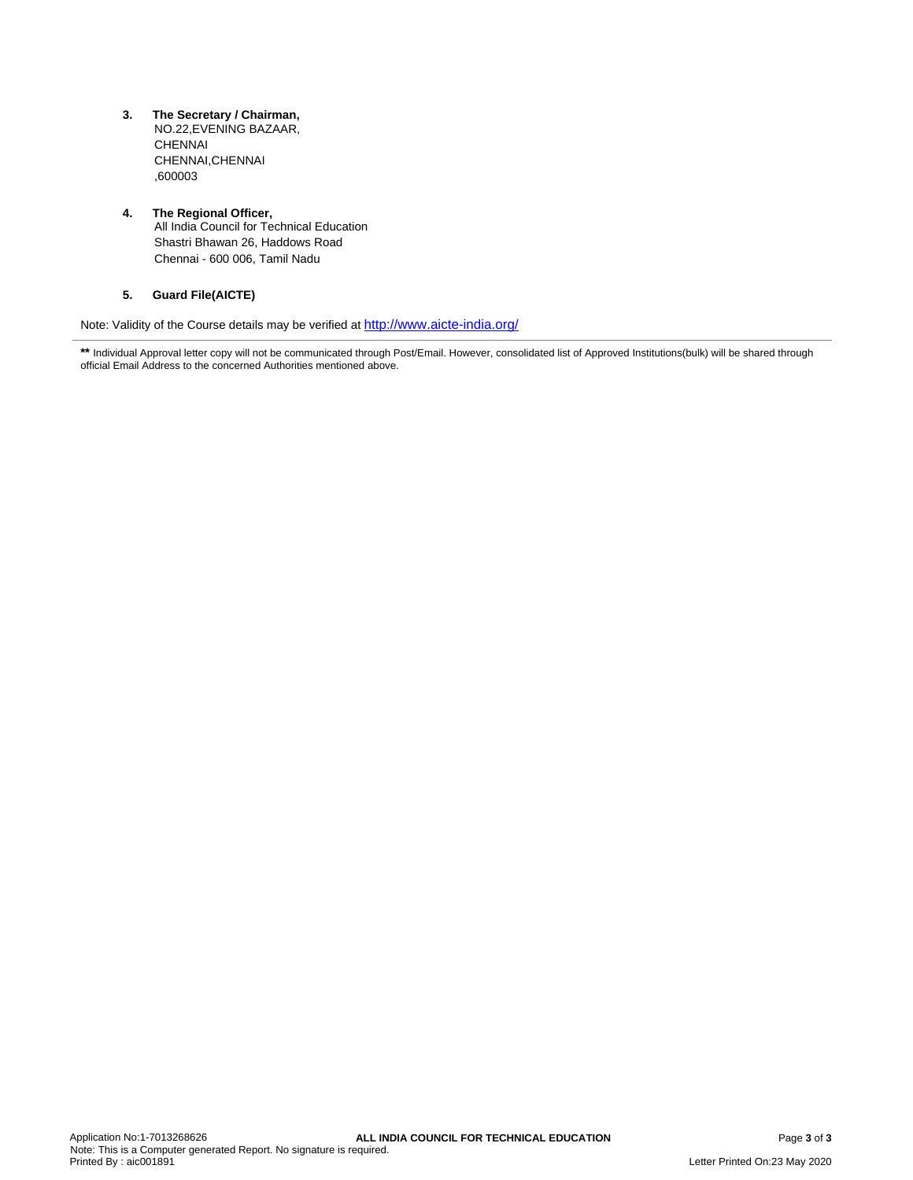3. **The Secretary / Chairman,**
   NO.22,EVENING BAZAAR,
   CHENNAI
   CHENNAI,CHENNAI
   ,600003

4. **The Regional Officer,**
   All India Council for Technical Education
   Shastri Bhawan 26, Haddows Road
   Chennai - 600 006, Tamil Nadu

5. **Guard File(AICTE)**

Note: Validity of the Course details may be verified at http://www.aicte-india.org/

---

** Individual Approval letter copy will not be communicated through Post/Email. However, consolidated list of Approved Institutions(bulk) will be shared through official Email Address to the concerned Authorities mentioned above.

Application No:1-7013268626
Note: This is a Computer generated Report. No signature is required.
Printed By : aic001891

**ALL INDIA COUNCIL FOR TECHNICAL EDUCATION**

Letter Printed On:23 May 2020